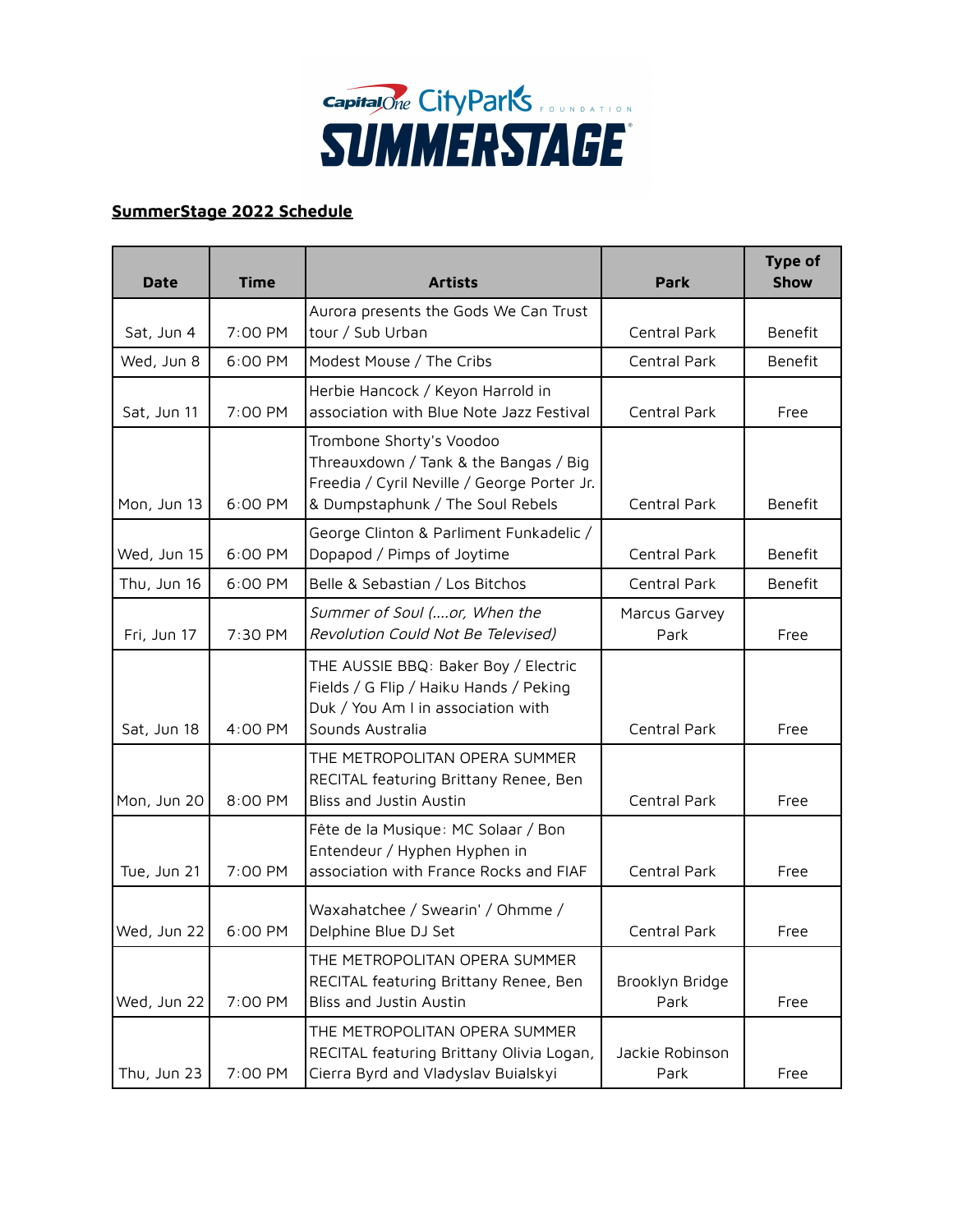Capital One City Parks Foundation SUMMERSTAGE

**SummerStage 2022 Schedule**

| Date | Time | Artists | Park | Type of Show |
|---|---|---|---|---|
| Sat, Jun 4 | 7:00 PM | Aurora presents the Gods We Can Trust tour / Sub Urban | Central Park | Benefit |
| Wed, Jun 8 | 6:00 PM | Modest Mouse / The Cribs | Central Park | Benefit |
| Sat, Jun 11 | 7:00 PM | Herbie Hancock / Keyon Harrold in association with Blue Note Jazz Festival | Central Park | Free |
| Mon, Jun 13 | 6:00 PM | Trombone Shorty's Voodoo Threauxdown / Tank & the Bangas / Big Freedia / Cyril Neville / George Porter Jr. & Dumpstaphunk / The Soul Rebels | Central Park | Benefit |
| Wed, Jun 15 | 6:00 PM | George Clinton & Parliment Funkadelic / Dopapod / Pimps of Joytime | Central Park | Benefit |
| Thu, Jun 16 | 6:00 PM | Belle & Sebastian / Los Bitchos | Central Park | Benefit |
| Fri, Jun 17 | 7:30 PM | *Summer of Soul (....or, When the Revolution Could Not Be Televised)* | Marcus Garvey Park | Free |
| Sat, Jun 18 | 4:00 PM | THE AUSSIE BBQ: Baker Boy / Electric Fields / G Flip / Haiku Hands / Peking Duk / You Am I in association with Sounds Australia | Central Park | Free |
| Mon, Jun 20 | 8:00 PM | THE METROPOLITAN OPERA SUMMER RECITAL featuring Brittany Renee, Ben Bliss and Justin Austin | Central Park | Free |
| Tue, Jun 21 | 7:00 PM | Fête de la Musique: MC Solaar / Bon Entendeur / Hyphen Hyphen in association with France Rocks and FIAF | Central Park | Free |
| Wed, Jun 22 | 6:00 PM | Waxahatchee / Swearin' / Ohmme / Delphine Blue DJ Set | Central Park | Free |
| Wed, Jun 22 | 7:00 PM | THE METROPOLITAN OPERA SUMMER RECITAL featuring Brittany Renee, Ben Bliss and Justin Austin | Brooklyn Bridge Park | Free |
| Thu, Jun 23 | 7:00 PM | THE METROPOLITAN OPERA SUMMER RECITAL featuring Brittany Olivia Logan, Cierra Byrd and Vladyslav Buialskyi | Jackie Robinson Park | Free |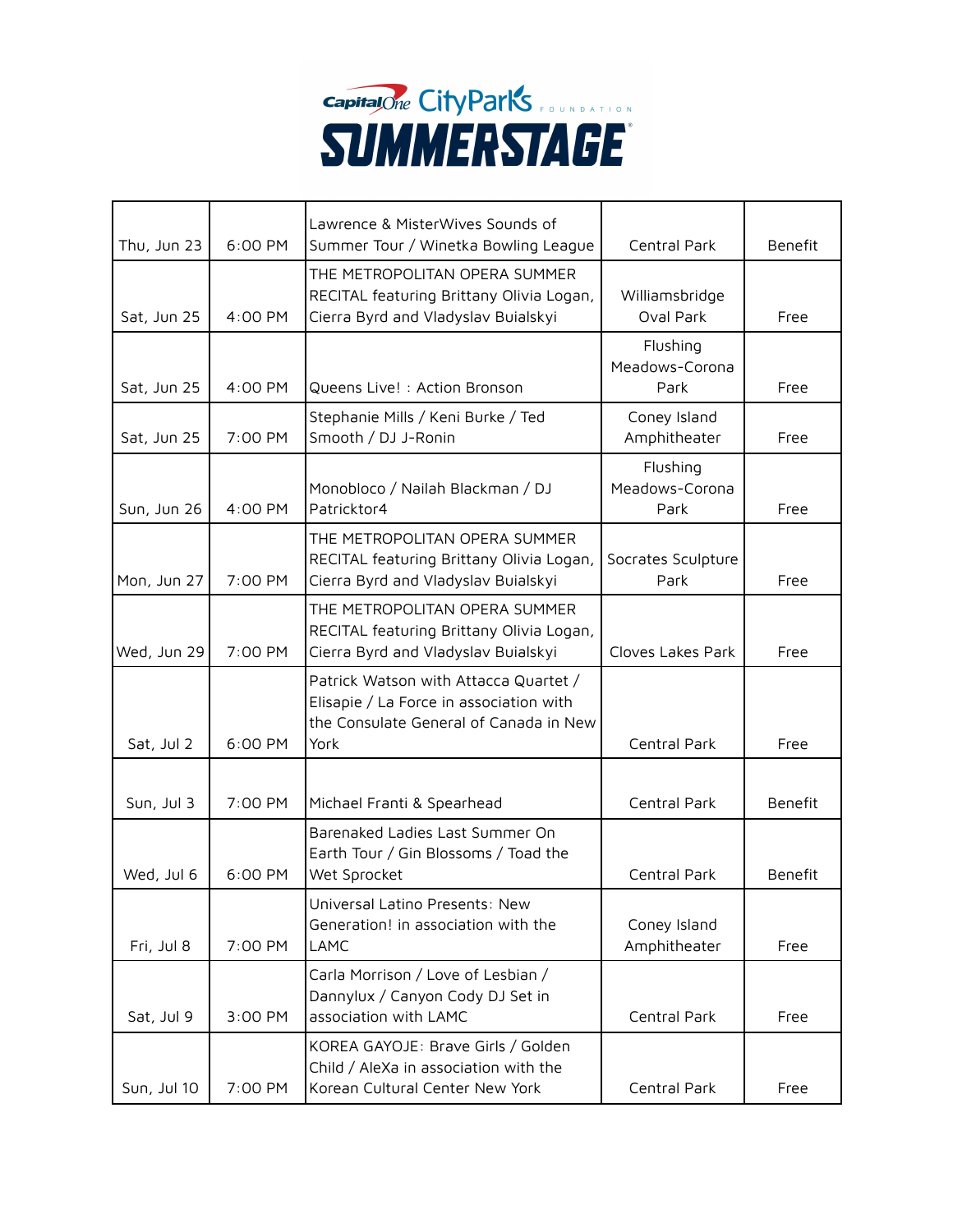# Capital One City Parks Foundation SUMMERSTAGE

| Thu, Jun 23 | 6:00 PM | Lawrence & MisterWives Sounds of Summer Tour / Winetka Bowling League | Central Park | Benefit |
|---|---|---|---|---|
| Sat, Jun 25 | 4:00 PM | THE METROPOLITAN OPERA SUMMER RECITAL featuring Brittany Olivia Logan, Cierra Byrd and Vladyslav Buialskyi | Williamsbridge Oval Park | Free |
| Sat, Jun 25 | 4:00 PM | Queens Live! : Action Bronson | Flushing Meadows-Corona Park | Free |
| Sat, Jun 25 | 7:00 PM | Stephanie Mills / Keni Burke / Ted Smooth / DJ J-Ronin | Coney Island Amphitheater | Free |
| Sun, Jun 26 | 4:00 PM | Monobloco / Nailah Blackman / DJ Patricktor4 | Flushing Meadows-Corona Park | Free |
| Mon, Jun 27 | 7:00 PM | THE METROPOLITAN OPERA SUMMER RECITAL featuring Brittany Olivia Logan, Cierra Byrd and Vladyslav Buialskyi | Socrates Sculpture Park | Free |
| Wed, Jun 29 | 7:00 PM | THE METROPOLITAN OPERA SUMMER RECITAL featuring Brittany Olivia Logan, Cierra Byrd and Vladyslav Buialskyi | Cloves Lakes Park | Free |
| Sat, Jul 2 | 6:00 PM | Patrick Watson with Attacca Quartet / Elisapie / La Force in association with the Consulate General of Canada in New York | Central Park | Free |
| Sun, Jul 3 | 7:00 PM | Michael Franti & Spearhead | Central Park | Benefit |
| Wed, Jul 6 | 6:00 PM | Barenaked Ladies Last Summer On Earth Tour / Gin Blossoms / Toad the Wet Sprocket | Central Park | Benefit |
| Fri, Jul 8 | 7:00 PM | Universal Latino Presents: New Generation! in association with the LAMC | Coney Island Amphitheater | Free |
| Sat, Jul 9 | 3:00 PM | Carla Morrison / Love of Lesbian / Dannylux / Canyon Cody DJ Set in association with LAMC | Central Park | Free |
| Sun, Jul 10 | 7:00 PM | KOREA GAYOJE: Brave Girls / Golden Child / AleXa in association with the Korean Cultural Center New York | Central Park | Free |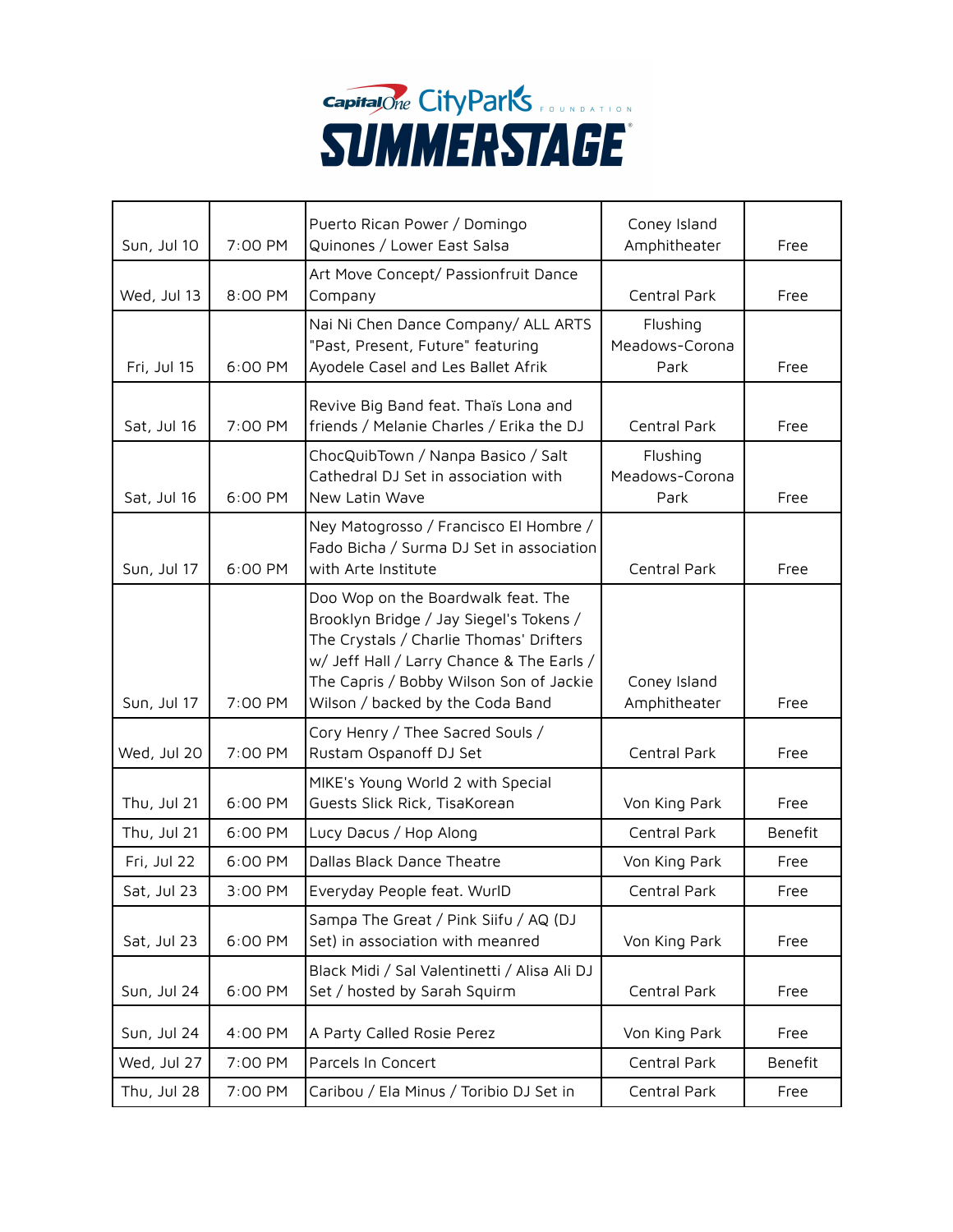# Capital One City Parks Foundation SummerStage

| Sun, Jul 10 | 7:00 PM | Puerto Rican Power / Domingo Quinones / Lower East Salsa | Coney Island Amphitheater | Free |
|---|---|---|---|---|
| Wed, Jul 13 | 8:00 PM | Art Move Concept/ Passionfruit Dance Company | Central Park | Free |
| Fri, Jul 15 | 6:00 PM | Nai Ni Chen Dance Company/ ALL ARTS "Past, Present, Future" featuring Ayodele Casel and Les Ballet Afrik | Flushing Meadows-Corona Park | Free |
| Sat, Jul 16 | 7:00 PM | Revive Big Band feat. Thaïs Lona and friends / Melanie Charles / Erika the DJ | Central Park | Free |
| Sat, Jul 16 | 6:00 PM | ChocQuibTown / Nanpa Basico / Salt Cathedral DJ Set in association with New Latin Wave | Flushing Meadows-Corona Park | Free |
| Sun, Jul 17 | 6:00 PM | Ney Matogrosso / Francisco El Hombre / Fado Bicha / Surma DJ Set in association with Arte Institute | Central Park | Free |
| Sun, Jul 17 | 7:00 PM | Doo Wop on the Boardwalk feat. The Brooklyn Bridge / Jay Siegel's Tokens / The Crystals / Charlie Thomas' Drifters w/ Jeff Hall / Larry Chance & The Earls / The Capris / Bobby Wilson Son of Jackie Wilson / backed by the Coda Band | Coney Island Amphitheater | Free |
| Wed, Jul 20 | 7:00 PM | Cory Henry / Thee Sacred Souls / Rustam Ospanoff DJ Set | Central Park | Free |
| Thu, Jul 21 | 6:00 PM | MIKE's Young World 2 with Special Guests Slick Rick, TisaKorean | Von King Park | Free |
| Thu, Jul 21 | 6:00 PM | Lucy Dacus / Hop Along | Central Park | Benefit |
| Fri, Jul 22 | 6:00 PM | Dallas Black Dance Theatre | Von King Park | Free |
| Sat, Jul 23 | 3:00 PM | Everyday People feat. WurlD | Central Park | Free |
| Sat, Jul 23 | 6:00 PM | Sampa The Great / Pink Siifu / AQ (DJ Set) in association with meanred | Von King Park | Free |
| Sun, Jul 24 | 6:00 PM | Black Midi / Sal Valentinetti / Alisa Ali DJ Set / hosted by Sarah Squirm | Central Park | Free |
| Sun, Jul 24 | 4:00 PM | A Party Called Rosie Perez | Von King Park | Free |
| Wed, Jul 27 | 7:00 PM | Parcels In Concert | Central Park | Benefit |
| Thu, Jul 28 | 7:00 PM | Caribou / Ela Minus / Toribio DJ Set in | Central Park | Free |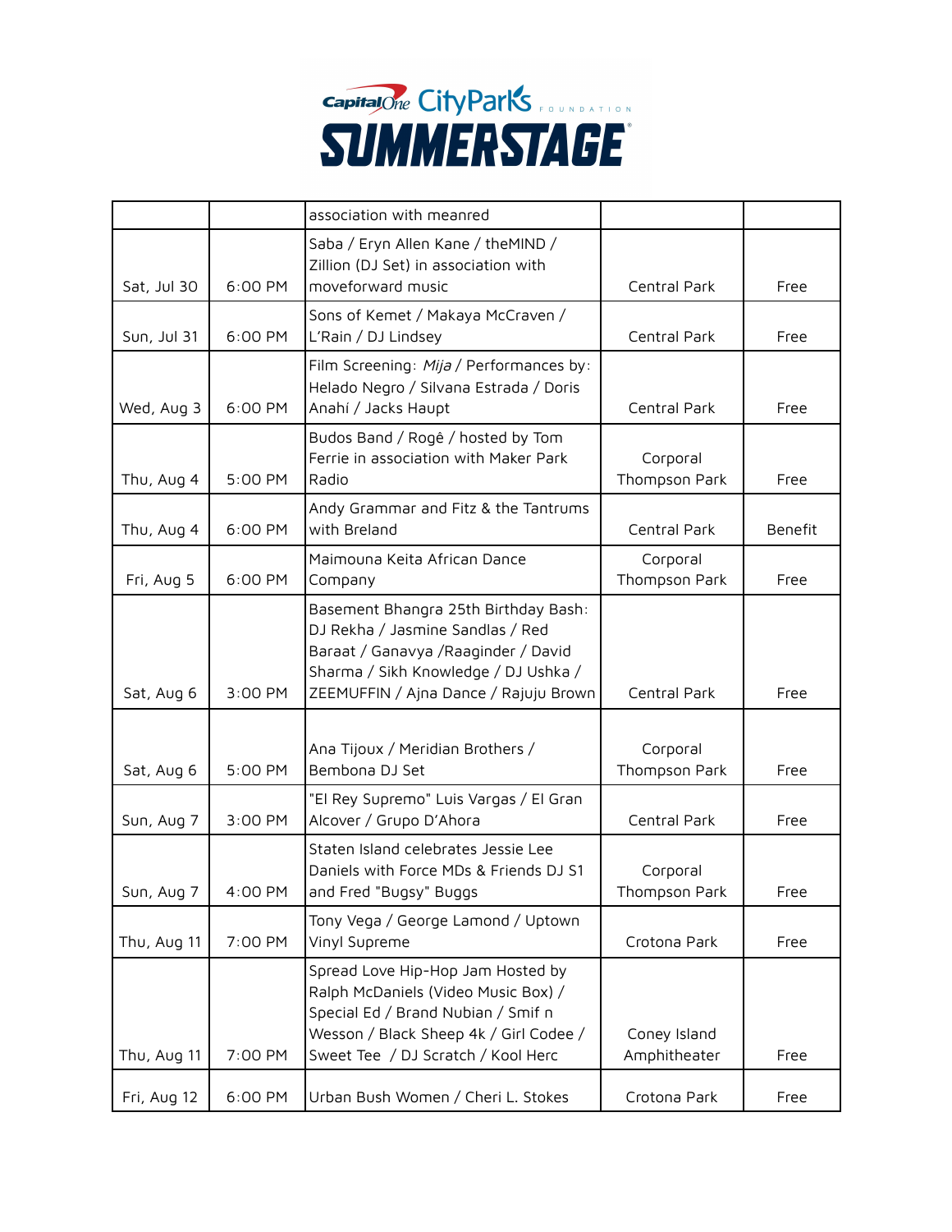| | | association with meanred | | |
|---|---|---|---|---|
| Sat, Jul 30 | 6:00 PM | Saba / Eryn Allen Kane / theMIND / Zillion (DJ Set) in association with moveforward music | Central Park | Free |
| Sun, Jul 31 | 6:00 PM | Sons of Kemet / Makaya McCraven / L'Rain / DJ Lindsey | Central Park | Free |
| Wed, Aug 3 | 6:00 PM | Film Screening: *Mija* / Performances by: Helado Negro / Silvana Estrada / Doris Anahí / Jacks Haupt | Central Park | Free |
| Thu, Aug 4 | 5:00 PM | Budos Band / Rogê / hosted by Tom Ferrie in association with Maker Park Radio | Corporal Thompson Park | Free |
| Thu, Aug 4 | 6:00 PM | Andy Grammar and Fitz & the Tantrums with Breland | Central Park | Benefit |
| Fri, Aug 5 | 6:00 PM | Maimouna Keita African Dance Company | Corporal Thompson Park | Free |
| Sat, Aug 6 | 3:00 PM | Basement Bhangra 25th Birthday Bash: DJ Rekha / Jasmine Sandlas / Red Baraat / Ganavya /Raaginder / David Sharma / Sikh Knowledge / DJ Ushka / ZEEMUFFIN / Ajna Dance / Rajuju Brown | Central Park | Free |
| Sat, Aug 6 | 5:00 PM | Ana Tijoux / Meridian Brothers / Bembona DJ Set | Corporal Thompson Park | Free |
| Sun, Aug 7 | 3:00 PM | "El Rey Supremo" Luis Vargas / El Gran Alcover / Grupo D'Ahora | Central Park | Free |
| Sun, Aug 7 | 4:00 PM | Staten Island celebrates Jessie Lee Daniels with Force MDs & Friends DJ S1 and Fred "Bugsy" Buggs | Corporal Thompson Park | Free |
| Thu, Aug 11 | 7:00 PM | Tony Vega / George Lamond / Uptown Vinyl Supreme | Crotona Park | Free |
| Thu, Aug 11 | 7:00 PM | Spread Love Hip-Hop Jam Hosted by Ralph McDaniels (Video Music Box) / Special Ed / Brand Nubian / Smif n Wesson / Black Sheep 4k / Girl Codee / Sweet Tee / DJ Scratch / Kool Herc | Coney Island Amphitheater | Free |
| Fri, Aug 12 | 6:00 PM | Urban Bush Women / Cheri L. Stokes | Crotona Park | Free |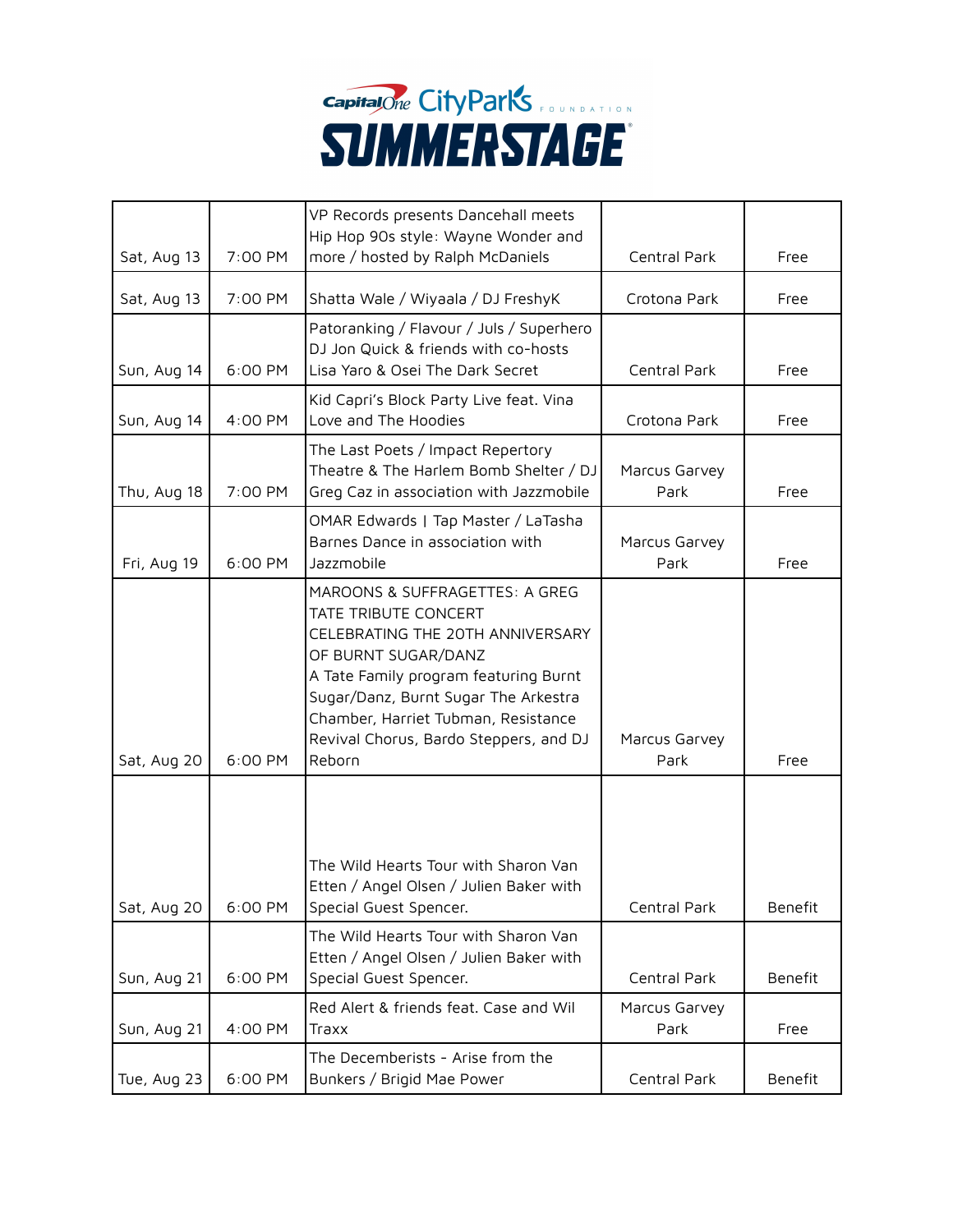# Capital One City Parks Foundation SUMMERSTAGE

| | | | | |
|---|---|---|---|---|
| Sat, Aug 13 | 7:00 PM | VP Records presents Dancehall meets Hip Hop 90s style: Wayne Wonder and more / hosted by Ralph McDaniels | Central Park | Free |
| Sat, Aug 13 | 7:00 PM | Shatta Wale / Wiyaala / DJ FreshyK | Crotona Park | Free |
| Sun, Aug 14 | 6:00 PM | Patoranking / Flavour / Juls / Superhero DJ Jon Quick & friends with co-hosts Lisa Yaro & Osei The Dark Secret | Central Park | Free |
| Sun, Aug 14 | 4:00 PM | Kid Capri's Block Party Live feat. Vina Love and The Hoodies | Crotona Park | Free |
| Thu, Aug 18 | 7:00 PM | The Last Poets / Impact Repertory Theatre & The Harlem Bomb Shelter / DJ Greg Caz in association with Jazzmobile | Marcus Garvey Park | Free |
| Fri, Aug 19 | 6:00 PM | OMAR Edwards \| Tap Master / LaTasha Barnes Dance in association with Jazzmobile | Marcus Garvey Park | Free |
| Sat, Aug 20 | 6:00 PM | MAROONS & SUFFRAGETTES: A GREG TATE TRIBUTE CONCERT CELEBRATING THE 20TH ANNIVERSARY OF BURNT SUGAR/DANZ A Tate Family program featuring Burnt Sugar/Danz, Burnt Sugar The Arkestra Chamber, Harriet Tubman, Resistance Revival Chorus, Bardo Steppers, and DJ Reborn | Marcus Garvey Park | Free |
| Sat, Aug 20 | 6:00 PM | The Wild Hearts Tour with Sharon Van Etten / Angel Olsen / Julien Baker with Special Guest Spencer. | Central Park | Benefit |
| Sun, Aug 21 | 6:00 PM | The Wild Hearts Tour with Sharon Van Etten / Angel Olsen / Julien Baker with Special Guest Spencer. | Central Park | Benefit |
| Sun, Aug 21 | 4:00 PM | Red Alert & friends feat. Case and Wil Traxx | Marcus Garvey Park | Free |
| Tue, Aug 23 | 6:00 PM | The Decemberists - Arise from the Bunkers / Brigid Mae Power | Central Park | Benefit |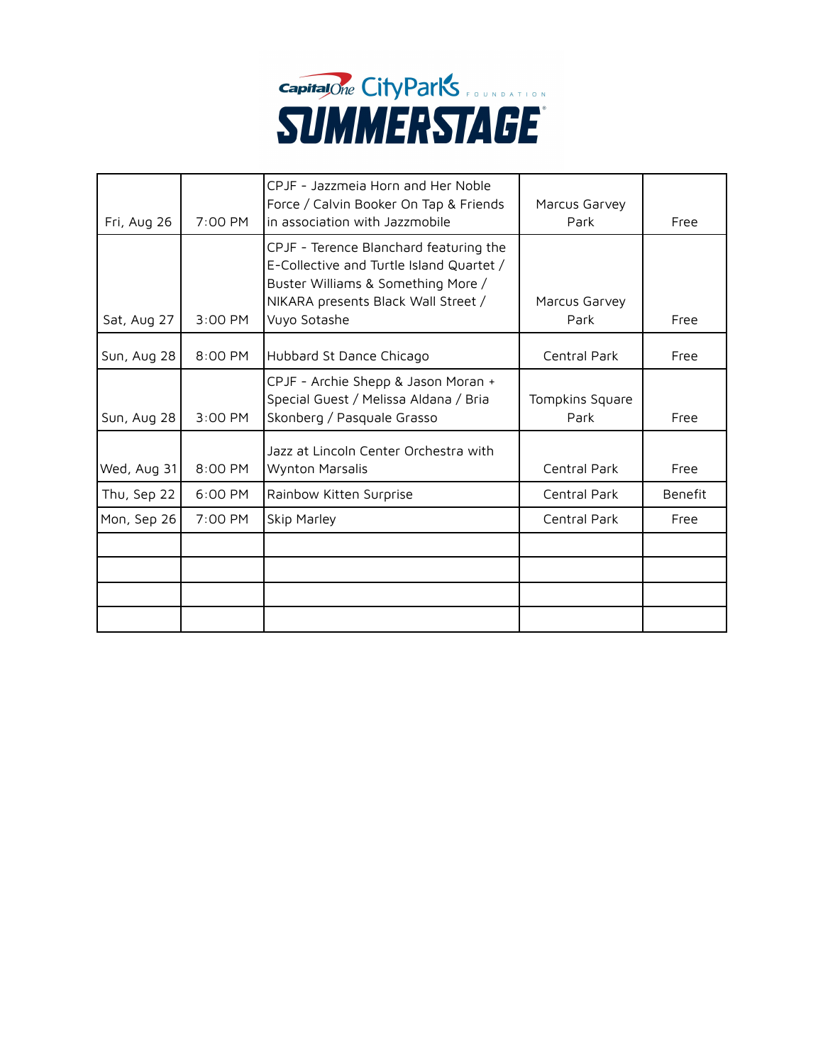Capital One City Parks Foundation

# SUMMERSTAGE

| | | | | |
|---|---|---|---|---|
| Fri, Aug 26 | 7:00 PM | CPJF - Jazzmeia Horn and Her Noble Force / Calvin Booker On Tap & Friends in association with Jazzmobile | Marcus Garvey Park | Free |
| Sat, Aug 27 | 3:00 PM | CPJF - Terence Blanchard featuring the E-Collective and Turtle Island Quartet / Buster Williams & Something More / NIKARA presents Black Wall Street / Vuyo Sotashe | Marcus Garvey Park | Free |
| Sun, Aug 28 | 8:00 PM | Hubbard St Dance Chicago | Central Park | Free |
| Sun, Aug 28 | 3:00 PM | CPJF - Archie Shepp & Jason Moran + Special Guest / Melissa Aldana / Bria Skonberg / Pasquale Grasso | Tompkins Square Park | Free |
| Wed, Aug 31 | 8:00 PM | Jazz at Lincoln Center Orchestra with Wynton Marsalis | Central Park | Free |
| Thu, Sep 22 | 6:00 PM | Rainbow Kitten Surprise | Central Park | Benefit |
| Mon, Sep 26 | 7:00 PM | Skip Marley | Central Park | Free |
| | | | | |
| | | | | |
| | | | | |
| | | | | |